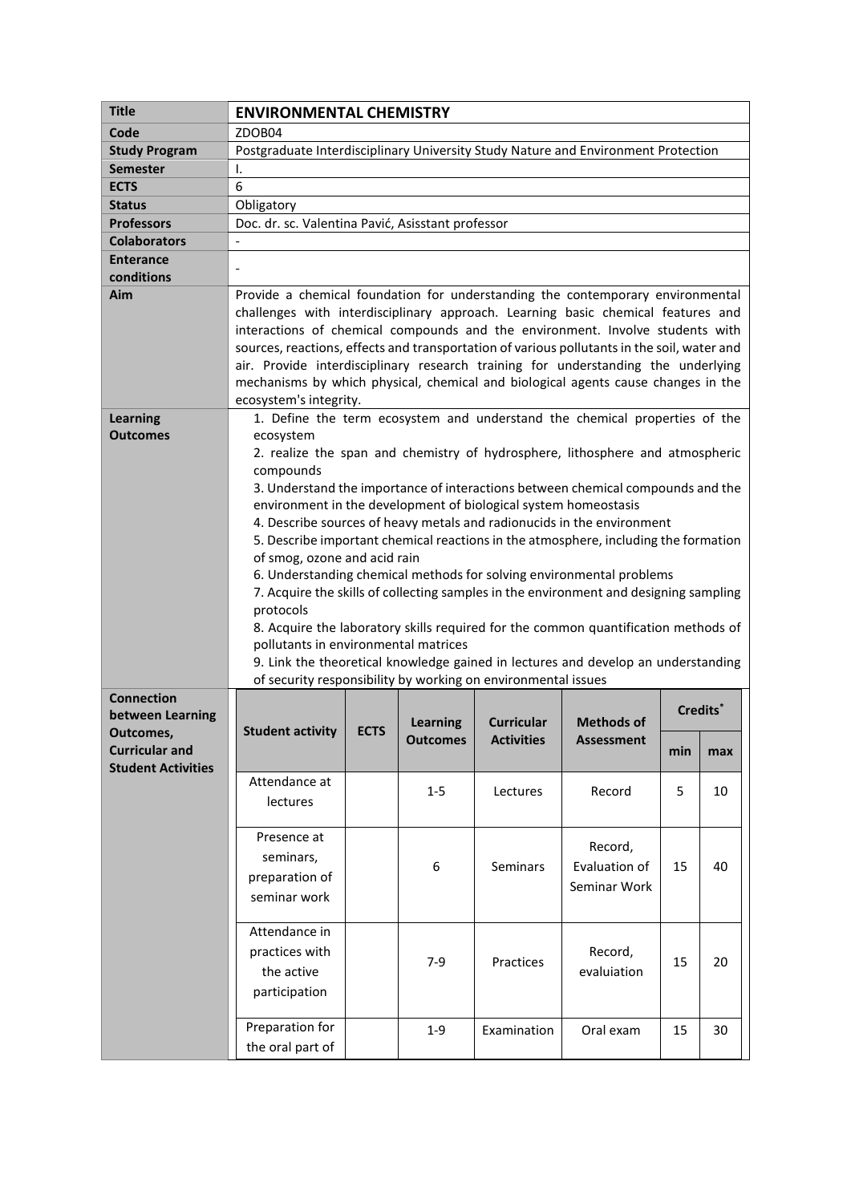| Title | **ENVIRONMENTAL CHEMISTRY** |
|---|---|
| **Code** | ZDOB04 |
| **Study Program** | Postgraduate Interdisciplinary University Study Nature and Environment Protection |
| **Semester** | I. |
| **ECTS** | 6 |
| **Status** | Obligatory |
| **Professors** | Doc. dr. sc. Valentina Pavić, Asisstant professor |
| **Colaborators** | - |
| **Enterance conditions** | - |
| **Aim** | Provide a chemical foundation for understanding the contemporary environmental challenges with interdisciplinary approach. Learning basic chemical features and interactions of chemical compounds and the environment. Involve students with sources, reactions, effects and transportation of various pollutants in the soil, water and air. Provide interdisciplinary research training for understanding the underlying mechanisms by which physical, chemical and biological agents cause changes in the ecosystem's integrity. |
| **Learning Outcomes** | 1. Define the term ecosystem and understand the chemical properties of the ecosystem<br>2. realize the span and chemistry of hydrosphere, lithosphere and atmospheric compounds<br>3. Understand the importance of interactions between chemical compounds and the environment in the development of biological system homeostasis<br>4. Describe sources of heavy metals and radionucids in the environment<br>5. Describe important chemical reactions in the atmosphere, including the formation of smog, ozone and acid rain<br>6. Understanding chemical methods for solving environmental problems<br>7. Acquire the skills of collecting samples in the environment and designing sampling protocols<br>8. Acquire the laboratory skills required for the common quantification methods of pollutants in environmental matrices<br>9. Link the theoretical knowledge gained in lectures and develop an understanding of security responsibility by working on environmental issues |

**Connection between Learning Outcomes, Curricular and Student Activities**

| Student activity | ECTS | Learning Outcomes | Curricular Activities | Methods of Assessment | Credits* | |
|---|---|---|---|---|---|---|
| | | | | | min | max |
| Attendance at lectures | | 1-5 | Lectures | Record | 5 | 10 |
| Presence at seminars, preparation of seminar work | | 6 | Seminars | Record, Evaluation of Seminar Work | 15 | 40 |
| Attendance in practices with the active participation | | 7-9 | Practices | Record, evaluiation | 15 | 20 |
| Preparation for the oral part of | | 1-9 | Examination | Oral exam | 15 | 30 |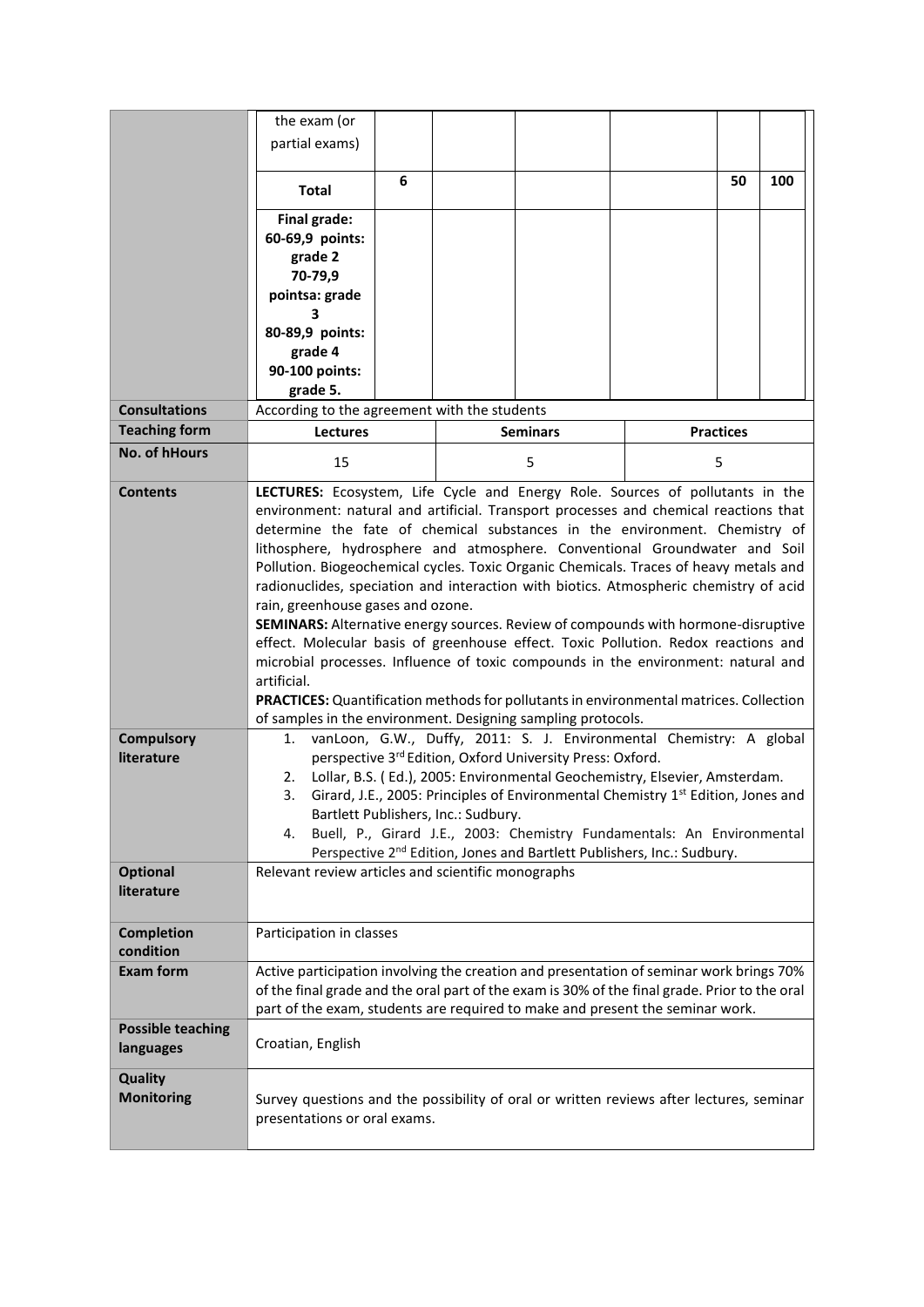| | | | | | | | |
|---|---|---|---|---|---|---|---|
| | the exam (or partial exams) | | | | | | |
| | **Total** | **6** | | | | **50** | **100** |
| | **Final grade: 60-69,9 points: grade 2 70-79,9 pointsa: grade 3 80-89,9 points: grade 4 90-100 points: grade 5.** | | | | | | |

| | | | |
|---|---|---|---|
| **Consultations** | According to the agreement with the students | | |
| **Teaching form** | **Lectures** | **Seminars** | **Practices** |
| **No. of hHours** | 15 | 5 | 5 |
| **Contents** | **LECTURES:** Ecosystem, Life Cycle and Energy Role. Sources of pollutants in the environment: natural and artificial. Transport processes and chemical reactions that determine the fate of chemical substances in the environment. Chemistry of lithosphere, hydrosphere and atmosphere. Conventional Groundwater and Soil Pollution. Biogeochemical cycles. Toxic Organic Chemicals. Traces of heavy metals and radionuclides, speciation and interaction with biotics. Atmospheric chemistry of acid rain, greenhouse gases and ozone.<br>**SEMINARS:** Alternative energy sources. Review of compounds with hormone-disruptive effect. Molecular basis of greenhouse effect. Toxic Pollution. Redox reactions and microbial processes. Influence of toxic compounds in the environment: natural and artificial.<br>**PRACTICES:** Quantification methods for pollutants in environmental matrices. Collection of samples in the environment. Designing sampling protocols. | | |
| **Compulsory literature** | 1. vanLoon, G.W., Duffy, 2011: S. J. Environmental Chemistry: A global perspective 3rd Edition, Oxford University Press: Oxford.<br>2. Lollar, B.S. ( Ed.), 2005: Environmental Geochemistry, Elsevier, Amsterdam.<br>3. Girard, J.E., 2005: Principles of Environmental Chemistry 1st Edition, Jones and Bartlett Publishers, Inc.: Sudbury.<br>4. Buell, P., Girard J.E., 2003: Chemistry Fundamentals: An Environmental Perspective 2nd Edition, Jones and Bartlett Publishers, Inc.: Sudbury. | | |
| **Optional literature** | Relevant review articles and scientific monographs | | |
| **Completion condition** | Participation in classes | | |
| **Exam form** | Active participation involving the creation and presentation of seminar work brings 70% of the final grade and the oral part of the exam is 30% of the final grade. Prior to the oral part of the exam, students are required to make and present the seminar work. | | |
| **Possible teaching languages** | Croatian, English | | |
| **Quality Monitoring** | Survey questions and the possibility of oral or written reviews after lectures, seminar presentations or oral exams. | | |